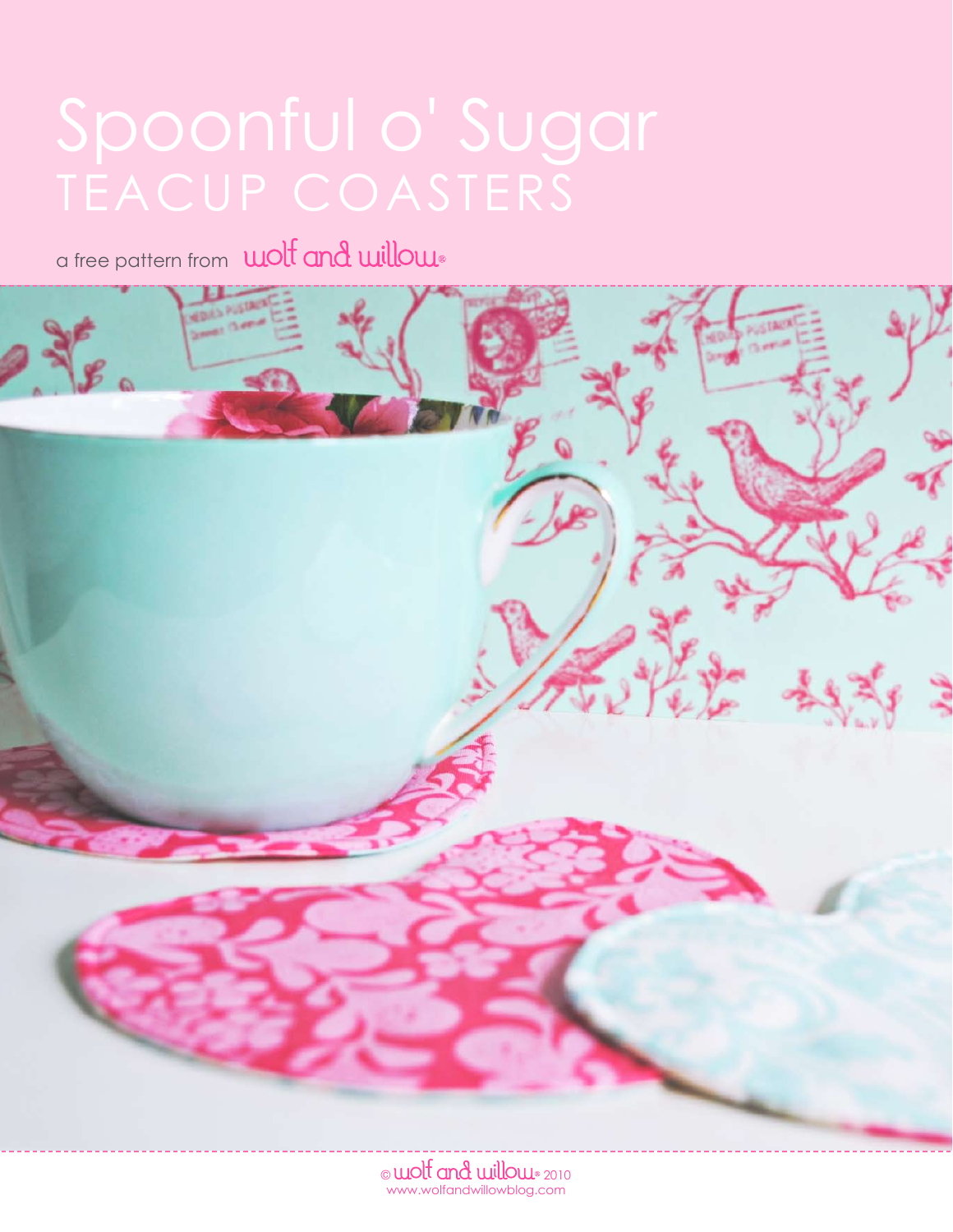# Spoonful o' Sugar
## TEACUP COASTERS

a free pattern from wolf and willow®

© wolf and willow® 2010
www.wolfandwillowblog.com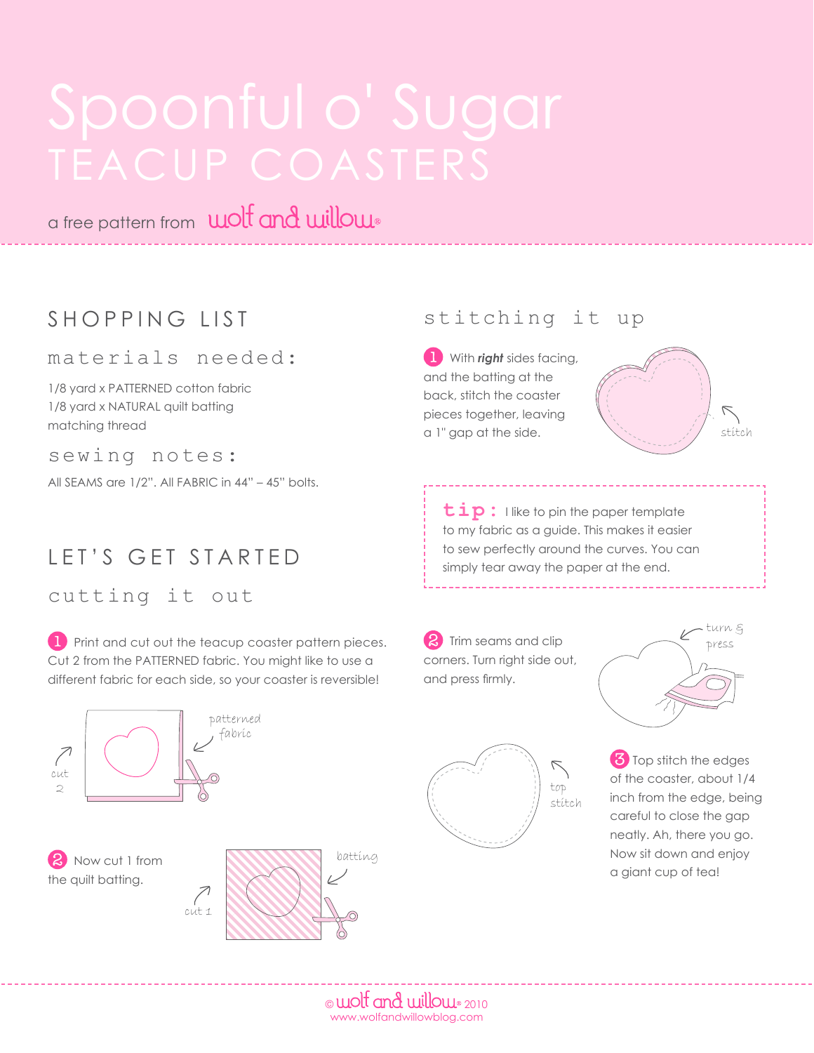# Spoonful o' Sugar
## TEACUP COASTERS

a free pattern from wolf and willow

## SHOPPING LIST

### materials needed:

1/8 yard x PATTERNED cotton fabric
1/8 yard x NATURAL quilt batting
matching thread

### sewing notes:

All SEAMS are 1/2". All FABRIC in 44" – 45" bolts.

## LET'S GET STARTED

### cutting it out

1. Print and cut out the teacup coaster pattern pieces. Cut 2 from the PATTERNED fabric. You might like to use a different fabric for each side, so your coaster is reversible!

patterned fabric

cut 2

2. Now cut 1 from the quilt batting.

batting

cut 1

### stitching it up

1. With ***right*** sides facing, and the batting at the back, stitch the coaster pieces together, leaving a 1" gap at the side.

stitch

**tip:** I like to pin the paper template to my fabric as a guide. This makes it easier to sew perfectly around the curves. You can simply tear away the paper at the end.

2. Trim seams and clip corners. Turn right side out, and press firmly.

turn & press

3. Top stitch the edges of the coaster, about 1/4 inch from the edge, being careful to close the gap neatly. Ah, there you go. Now sit down and enjoy a giant cup of tea!

top stitch

© wolf and willow 2010
www.wolfandwillowblog.com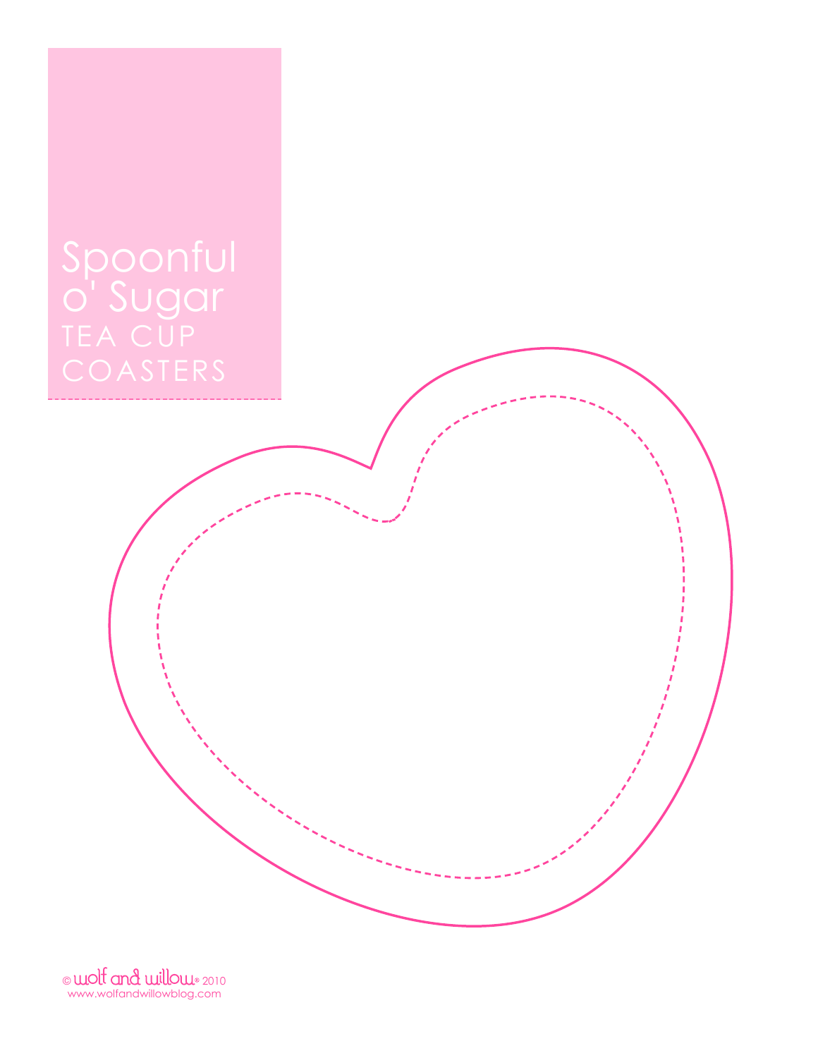# Spoonful o' Sugar

## TEA CUP COASTERS

© wolf and willow® 2010
www.wolfandwillowblog.com